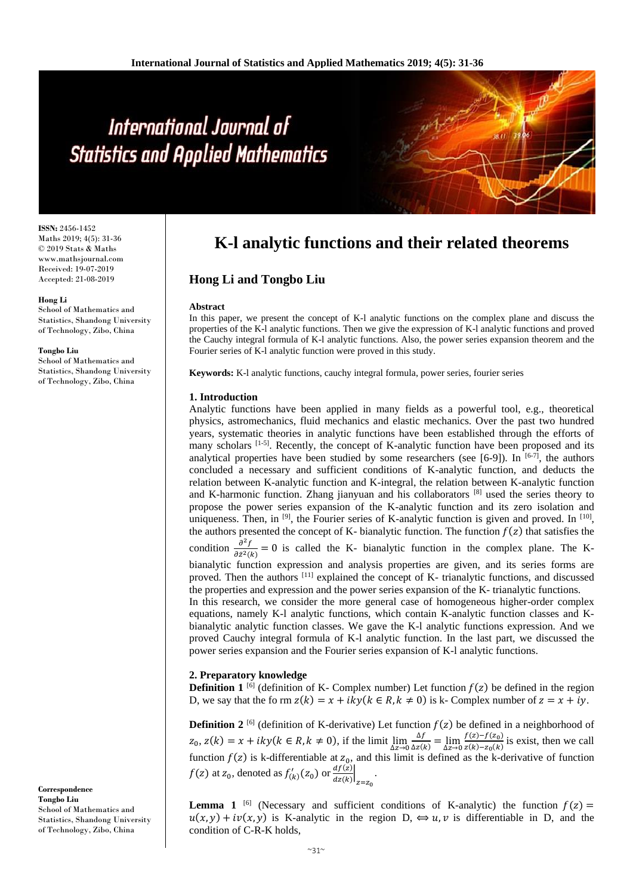# K-l analytic functions and their related theorems

## Hong Li and Tongbo Liu

**ISSN:** 2456-1452
Maths 2019; 4(5): 31-36
© 2019 Stats & Maths
www.mathsjournal.com
Received: 19-07-2019
Accepted: 21-08-2019

**Hong Li**
School of Mathematics and Statistics, Shandong University of Technology, Zibo, China

**Tongbo Liu**
School of Mathematics and Statistics, Shandong University of Technology, Zibo, China

**Correspondence**
**Tongbo Liu**
School of Mathematics and Statistics, Shandong University of Technology, Zibo, China

**Abstract**

In this paper, we present the concept of K-l analytic functions on the complex plane and discuss the properties of the K-l analytic functions. Then we give the expression of K-l analytic functions and proved the Cauchy integral formula of K-l analytic functions. Also, the power series expansion theorem and the Fourier series of K-l analytic function were proved in this study.

**Keywords:** K-l analytic functions, cauchy integral formula, power series, fourier series

### 1. Introduction

Analytic functions have been applied in many fields as a powerful tool, e.g., theoretical physics, astromechanics, fluid mechanics and elastic mechanics. Over the past two hundred years, systematic theories in analytic functions have been established through the efforts of many scholars [1-5]. Recently, the concept of K-analytic function have been proposed and its analytical properties have been studied by some researchers (see [6-9]). In [6-7], the authors concluded a necessary and sufficient conditions of K-analytic function, and deducts the relation between K-analytic function and K-integral, the relation between K-analytic function and K-harmonic function. Zhang jianyuan and his collaborators [8] used the series theory to propose the power series expansion of the K-analytic function and its zero isolation and uniqueness. Then, in [9], the Fourier series of K-analytic function is given and proved. In [10], the authors presented the concept of K- bianalytic function. The function $f(z)$ that satisfies the condition $\frac{\partial^2 f}{\partial \bar{z}^2(k)} = 0$ is called the K- bianalytic function in the complex plane. The K-bianalytic function expression and analysis properties are given, and its series forms are proved. Then the authors [11] explained the concept of K- trianalytic functions, and discussed the properties and expression and the power series expansion of the K- trianalytic functions.

In this research, we consider the more general case of homogeneous higher-order complex equations, namely K-l analytic functions, which contain K-analytic function classes and K-bianalytic analytic function classes. We gave the K-l analytic functions expression. And we proved Cauchy integral formula of K-l analytic function. In the last part, we discussed the power series expansion and the Fourier series expansion of K-l analytic functions.

### 2. Preparatory knowledge

**Definition 1** [6] (definition of K- Complex number) Let function $f(z)$ be defined in the region D, we say that the fo rm $z(k) = x + iky(k \in R, k \neq 0)$ is k- Complex number of $z = x + iy$.

**Definition 2** [6] (definition of K-derivative) Let function $f(z)$ be defined in a neighborhood of $z_0$, $z(k) = x + iky(k \in R, k \neq 0)$, if the limit $\lim_{\Delta z \to 0} \frac{\Delta f}{\Delta z(k)} = \lim_{\Delta z \to 0} \frac{f(z) - f(z_0)}{z(k) - z_0(k)}$ is exist, then we call function $f(z)$ is k-differentiable at $z_0$, and this limit is defined as the k-derivative of function $f(z)$ at $z_0$, denoted as $f'_{(k)}(z_0)$ or $\left.\frac{df(z)}{dz(k)}\right|_{z=z_0}$.

**Lemma 1** [6] (Necessary and sufficient conditions of K-analytic) the function $f(z) = u(x, y) + iv(x, y)$ is K-analytic in the region D, $\Leftrightarrow u, v$ is differentiable in D, and the condition of C-R-K holds,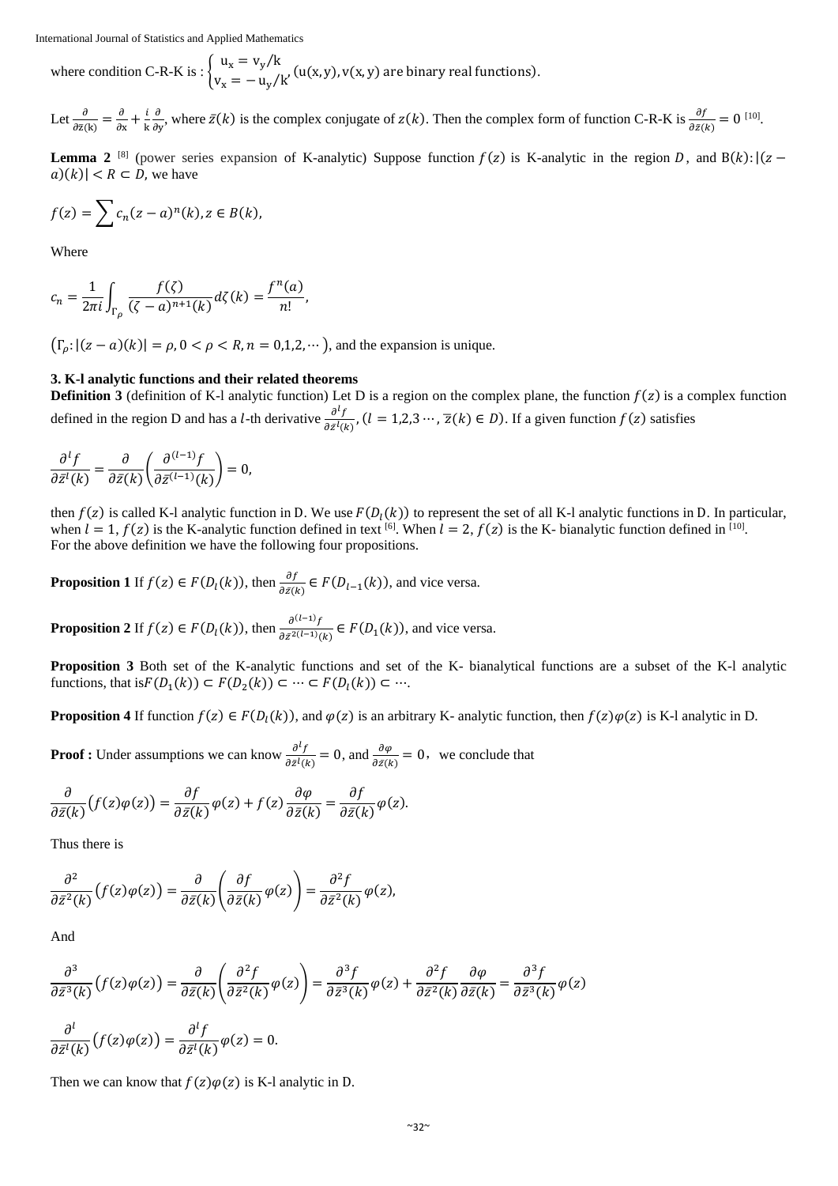where condition C-R-K is : $\begin{cases} \mathrm{u_x = v_y/k} \\ \mathrm{v_x = -u_y/k} \end{cases}$, $(\mathrm{u(x,y), v(x,y)}$ are binary real functions$)$.

Let $\frac{\partial}{\partial \bar{z}(k)} = \frac{\partial}{\partial x} + \frac{i}{k}\frac{\partial}{\partial y}$, where $\bar{z}(k)$ is the complex conjugate of $z(k)$. Then the complex form of function C-R-K is $\frac{\partial f}{\partial \bar{z}(k)} = 0$ [10].

**Lemma 2** [8] (power series expansion of K-analytic) Suppose function $f(z)$ is K-analytic in the region $D$, and $\mathrm{B}(k)\colon |(z-a)(k)| < R \subset D$, we have

$$f(z) = \sum c_n (z-a)^n(k), z \in B(k),$$

Where

$$c_n = \frac{1}{2\pi i}\int_{\Gamma_\rho} \frac{f(\zeta)}{(\zeta - a)^{n+1}(k)} d\zeta(k) = \frac{f^n(a)}{n!},$$

$(\Gamma_\rho\colon |(z-a)(k)| = \rho, 0 < \rho < R, n = 0,1,2,\cdots)$, and the expansion is unique.

### 3. K-l analytic functions and their related theorems

**Definition 3** (definition of K-l analytic function) Let D is a region on the complex plane, the function $f(z)$ is a complex function defined in the region D and has a $l$-th derivative $\frac{\partial^l f}{\partial \bar{z}^l(k)}, (l = 1,2,3\cdots, \bar{z}(k) \in D)$. If a given function $f(z)$ satisfies

$$\frac{\partial^l f}{\partial \bar{z}^l(k)} = \frac{\partial}{\partial \bar{z}(k)}\left(\frac{\partial^{(l-1)} f}{\partial \bar{z}^{(l-1)}(k)}\right) = 0,$$

then $f(z)$ is called K-l analytic function in D. We use $F(D_l(k))$ to represent the set of all K-l analytic functions in D. In particular, when $l = 1$, $f(z)$ is the K-analytic function defined in text [6]. When $l = 2$, $f(z)$ is the K- bianalytic function defined in [10].
For the above definition we have the following four propositions.

**Proposition 1** If $f(z) \in F(D_l(k))$, then $\frac{\partial f}{\partial \bar{z}(k)} \in F(D_{l-1}(k))$, and vice versa.

**Proposition 2** If $f(z) \in F(D_l(k))$, then $\frac{\partial^{(l-1)} f}{\partial \bar{z}^{2(l-1)}(k)} \in F(D_1(k))$, and vice versa.

**Proposition 3** Both set of the K-analytic functions and set of the K- bianalytical functions are a subset of the K-l analytic functions, that is$F(D_1(k)) \subset F(D_2(k)) \subset \cdots \subset F(D_l(k)) \subset \cdots$.

**Proposition 4** If function $f(z) \in F(D_l(k))$, and $\varphi(z)$ is an arbitrary K- analytic function, then $f(z)\varphi(z)$ is K-l analytic in D.

**Proof :** Under assumptions we can know $\frac{\partial^l f}{\partial \bar{z}^l(k)} = 0$, and $\frac{\partial \varphi}{\partial \bar{z}(k)} = 0$， we conclude that

$$\frac{\partial}{\partial \bar{z}(k)}\big(f(z)\varphi(z)\big) = \frac{\partial f}{\partial \bar{z}(k)}\varphi(z) + f(z)\frac{\partial \varphi}{\partial \bar{z}(k)} = \frac{\partial f}{\partial \bar{z}(k)}\varphi(z).$$

Thus there is

$$\frac{\partial^2}{\partial \bar{z}^2(k)}\big(f(z)\varphi(z)\big) = \frac{\partial}{\partial \bar{z}(k)}\left(\frac{\partial f}{\partial \bar{z}(k)}\varphi(z)\right) = \frac{\partial^2 f}{\partial \bar{z}^2(k)}\varphi(z),$$

And

$$\frac{\partial^3}{\partial \bar{z}^3(k)}\big(f(z)\varphi(z)\big) = \frac{\partial}{\partial \bar{z}(k)}\left(\frac{\partial^2 f}{\partial \bar{z}^2(k)}\varphi(z)\right) = \frac{\partial^3 f}{\partial \bar{z}^3(k)}\varphi(z) + \frac{\partial^2 f}{\partial \bar{z}^2(k)}\frac{\partial \varphi}{\partial \bar{z}(k)} = \frac{\partial^3 f}{\partial \bar{z}^3(k)}\varphi(z)$$

$$\frac{\partial^l}{\partial \bar{z}^l(k)}\big(f(z)\varphi(z)\big) = \frac{\partial^l f}{\partial \bar{z}^l(k)}\varphi(z) = 0.$$

Then we can know that $f(z)\varphi(z)$ is K-l analytic in D.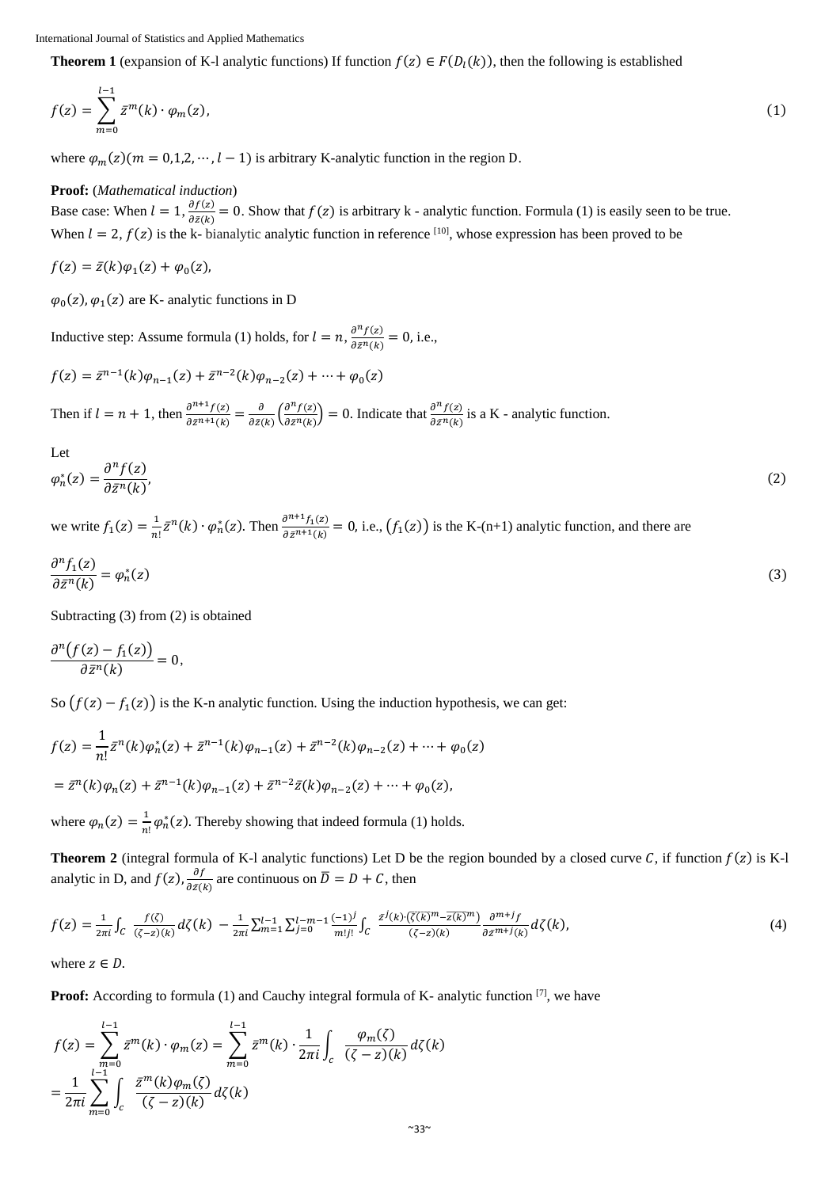**Theorem 1** (expansion of K-l analytic functions) If function $f(z) \in F(D_l(k))$, then the following is established

$$f(z) = \sum_{m=0}^{l-1} \bar{z}^m(k) \cdot \varphi_m(z), \tag{1}$$

where $\varphi_m(z)(m = 0,1,2, \cdots, l-1)$ is arbitrary K-analytic function in the region D.

**Proof:** (*Mathematical induction*)
Base case: When $l = 1, \frac{\partial f(z)}{\partial \bar{z}(k)} = 0$. Show that $f(z)$ is arbitrary k - analytic function. Formula (1) is easily seen to be true.
When $l = 2$, $f(z)$ is the k- bianalytic analytic function in reference [10], whose expression has been proved to be

$$f(z) = \bar{z}(k)\varphi_1(z) + \varphi_0(z),$$

$\varphi_0(z), \varphi_1(z)$ are K- analytic functions in D

Inductive step: Assume formula (1) holds, for $l = n, \frac{\partial^n f(z)}{\partial \bar{z}^n(k)} = 0$, i.e.,

$$f(z) = \bar{z}^{n-1}(k)\varphi_{n-1}(z) + \bar{z}^{n-2}(k)\varphi_{n-2}(z) + \cdots + \varphi_0(z)$$

Then if $l = n + 1$, then $\frac{\partial^{n+1} f(z)}{\partial \bar{z}^{n+1}(k)} = \frac{\partial}{\partial \bar{z}(k)}\left(\frac{\partial^n f(z)}{\partial \bar{z}^n(k)}\right) = 0$. Indicate that $\frac{\partial^n f(z)}{\partial \bar{z}^n(k)}$ is a K - analytic function.

Let

$$\varphi_n^*(z) = \frac{\partial^n f(z)}{\partial \bar{z}^n(k)}, \tag{2}$$

we write $f_1(z) = \frac{1}{n!}\bar{z}^n(k) \cdot \varphi_n^*(z)$. Then $\frac{\partial^{n+1} f_1(z)}{\partial \bar{z}^{n+1}(k)} = 0$, i.e., $(f_1(z))$ is the K-(n+1) analytic function, and there are

$$\frac{\partial^n f_1(z)}{\partial \bar{z}^n(k)} = \varphi_n^*(z) \tag{3}$$

Subtracting (3) from (2) is obtained

$$\frac{\partial^n \big(f(z) - f_1(z)\big)}{\partial \bar{z}^n(k)} = 0,$$

So $(f(z) - f_1(z))$ is the K-n analytic function. Using the induction hypothesis, we can get:

$$f(z) = \frac{1}{n!}\bar{z}^n(k)\varphi_n^*(z) + \bar{z}^{n-1}(k)\varphi_{n-1}(z) + \bar{z}^{n-2}(k)\varphi_{n-2}(z) + \cdots + \varphi_0(z)$$

$$= \bar{z}^n(k)\varphi_n(z) + \bar{z}^{n-1}(k)\varphi_{n-1}(z) + \bar{z}^{n-2}\bar{z}(k)\varphi_{n-2}(z) + \cdots + \varphi_0(z),$$

where $\varphi_n(z) = \frac{1}{n!}\varphi_n^*(z)$. Thereby showing that indeed formula (1) holds.

**Theorem 2** (integral formula of K-l analytic functions) Let D be the region bounded by a closed curve $C$, if function $f(z)$ is K-l analytic in D, and $f(z), \frac{\partial f}{\partial \bar{z}(k)}$ are continuous on $\bar{D} = D + C$, then

$$f(z) = \frac{1}{2\pi i}\int_C \frac{f(\zeta)}{(\zeta - z)(k)} d\zeta(k) - \frac{1}{2\pi i}\sum_{m=1}^{l-1}\sum_{j=0}^{l-m-1}\frac{(-1)^j}{m!j!}\int_C \frac{\bar{z}^j(k)\cdot\left(\overline{\zeta(k)}^m - \overline{z(k)}^m\right)}{(\zeta - z)(k)}\frac{\partial^{m+j} f}{\partial \bar{z}^{m+j}(k)} d\zeta(k), \tag{4}$$

where $z \in D$.

**Proof:** According to formula (1) and Cauchy integral formula of K- analytic function [7], we have

$$f(z) = \sum_{m=0}^{l-1} \bar{z}^m(k) \cdot \varphi_m(z) = \sum_{m=0}^{l-1} \bar{z}^m(k) \cdot \frac{1}{2\pi i}\int_c \frac{\varphi_m(\zeta)}{(\zeta - z)(k)} d\zeta(k)$$

$$= \frac{1}{2\pi i}\sum_{m=0}^{l-1}\int_c \frac{\bar{z}^m(k)\varphi_m(\zeta)}{(\zeta - z)(k)} d\zeta(k)$$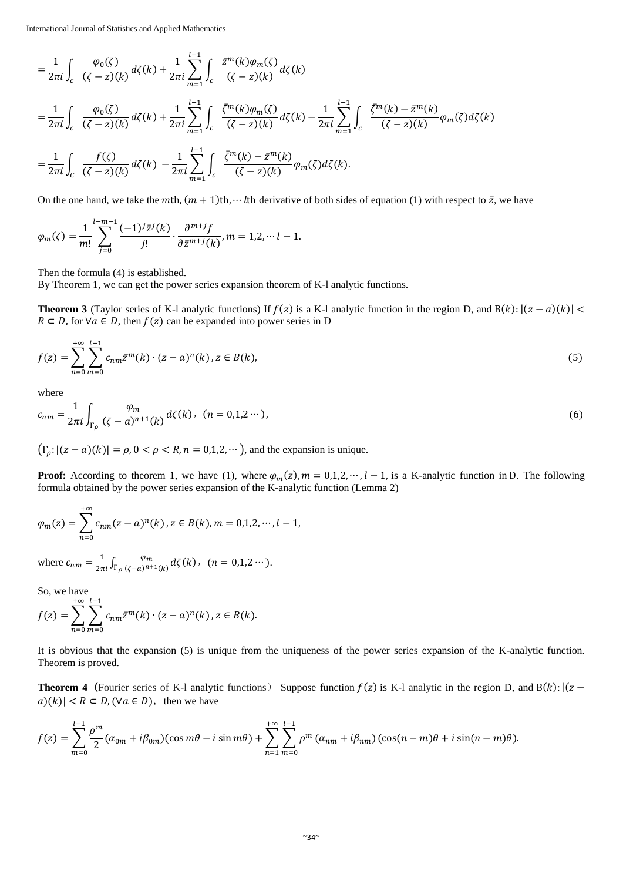$$= \frac{1}{2\pi i}\int_c \frac{\varphi_0(\zeta)}{(\zeta - z)(k)}d\zeta(k) + \frac{1}{2\pi i}\sum_{m=1}^{l-1}\int_c \frac{\bar{z}^m(k)\varphi_m(\zeta)}{(\zeta - z)(k)}d\zeta(k)$$

$$= \frac{1}{2\pi i}\int_c \frac{\varphi_0(\zeta)}{(\zeta - z)(k)}d\zeta(k) + \frac{1}{2\pi i}\sum_{m=1}^{l-1}\int_c \frac{\bar{\zeta}^m(k)\varphi_m(\zeta)}{(\zeta - z)(k)}d\zeta(k) - \frac{1}{2\pi i}\sum_{m=1}^{l-1}\int_c \frac{\bar{\zeta}^m(k) - \bar{z}^m(k)}{(\zeta - z)(k)}\varphi_m(\zeta)d\zeta(k)$$

$$= \frac{1}{2\pi i}\int_C \frac{f(\zeta)}{(\zeta - z)(k)}d\zeta(k) - \frac{1}{2\pi i}\sum_{m=1}^{l-1}\int_c \frac{\bar{\zeta}^m(k) - \bar{z}^m(k)}{(\zeta - z)(k)}\varphi_m(\zeta)d\zeta(k).$$

On the one hand, we take the $m$th, $(m+1)$th, $\cdots$ $l$th derivative of both sides of equation (1) with respect to $\bar{z}$, we have

$$\varphi_m(\zeta) = \frac{1}{m!}\sum_{j=0}^{l-m-1}\frac{(-1)^j\bar{z}^j(k)}{j!}\cdot\frac{\partial^{m+j}f}{\partial\bar{z}^{m+j}(k)}, m = 1,2,\cdots l-1.$$

Then the formula (4) is established.
By Theorem 1, we can get the power series expansion theorem of K-l analytic functions.

**Theorem 3** (Taylor series of K-l analytic functions) If $f(z)$ is a K-l analytic function in the region D, and $B(k): |(z-a)(k)| < R \subset D$, for $\forall a \in D$, then $f(z)$ can be expanded into power series in D

$$f(z) = \sum_{n=0}^{+\infty}\sum_{m=0}^{l-1} c_{nm}\bar{z}^m(k)\cdot(z-a)^n(k), z \in B(k), \tag{5}$$

where

$$c_{nm} = \frac{1}{2\pi i}\int_{\Gamma_\rho}\frac{\varphi_m}{(\zeta - a)^{n+1}(k)}d\zeta(k), \ (n = 0,1,2\cdots), \tag{6}$$

$(\Gamma_\rho: |(z-a)(k)| = \rho, 0 < \rho < R, n = 0,1,2,\cdots)$, and the expansion is unique.

**Proof:** According to theorem 1, we have (1), where $\varphi_m(z), m = 0,1,2,\cdots,l-1$, is a K-analytic function in D. The following formula obtained by the power series expansion of the K-analytic function (Lemma 2)

$$\varphi_m(z) = \sum_{n=0}^{+\infty} c_{nm}(z-a)^n(k), z \in B(k), m = 0,1,2,\cdots,l-1,$$

where $c_{nm} = \frac{1}{2\pi i}\int_{\Gamma_\rho}\frac{\varphi_m}{(\zeta-a)^{n+1}(k)}d\zeta(k)$, $(n = 0,1,2\cdots)$.

So, we have

$$f(z) = \sum_{n=0}^{+\infty}\sum_{m=0}^{l-1} c_{nm}\bar{z}^m(k)\cdot(z-a)^n(k), z \in B(k).$$

It is obvious that the expansion (5) is unique from the uniqueness of the power series expansion of the K-analytic function. Theorem is proved.

**Theorem 4** (Fourier series of K-l analytic functions) Suppose function $f(z)$ is K-l analytic in the region D, and $B(k): |(z-a)(k)| < R \subset D, (\forall a \in D)$, then we have

$$f(z) = \sum_{m=0}^{l-1}\frac{\rho^m}{2}(\alpha_{0m} + i\beta_{0m})(\cos m\theta - i\sin m\theta) + \sum_{n=1}^{+\infty}\sum_{m=0}^{l-1}\rho^m(\alpha_{nm} + i\beta_{nm})(\cos(n-m)\theta + i\sin(n-m)\theta).$$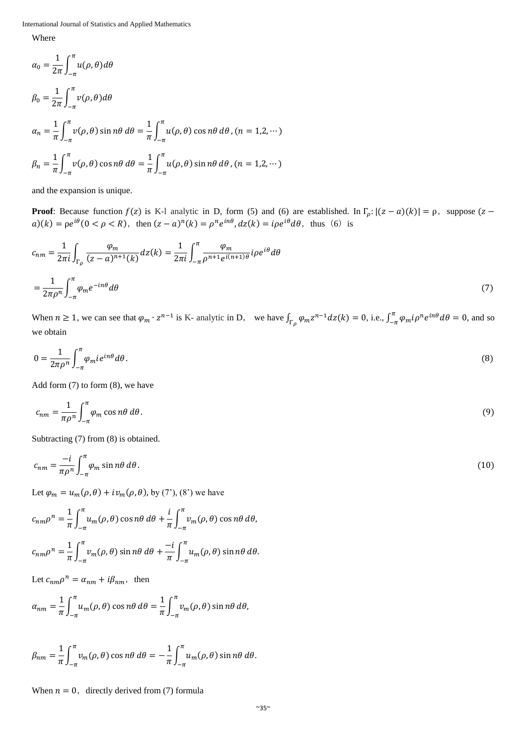Where

$$\alpha_0 = \frac{1}{2\pi}\int_{-\pi}^{\pi} u(\rho,\theta)d\theta$$

$$\beta_0 = \frac{1}{2\pi}\int_{-\pi}^{\pi} v(\rho,\theta)d\theta$$

$$\alpha_n = \frac{1}{\pi}\int_{-\pi}^{\pi} v(\rho,\theta)\sin n\theta\, d\theta = \frac{1}{\pi}\int_{-\pi}^{\pi} u(\rho,\theta)\cos n\theta\, d\theta\,, (n = 1,2,\cdots)$$

$$\beta_n = \frac{1}{\pi}\int_{-\pi}^{\pi} v(\rho,\theta)\cos n\theta\, d\theta = \frac{1}{\pi}\int_{-\pi}^{\pi} u(\rho,\theta)\sin n\theta\, d\theta\,, (n = 1,2,\cdots)$$

and the expansion is unique.

**Proof**: Because function $f(z)$ is K-l analytic in D, form (5) and (6) are established. In $\Gamma_\rho$: $|(z-a)(k)| = \rho$, suppose $(z-a)(k) = \rho e^{i\theta}(0 < \rho < R)$, then $(z-a)^n(k) = \rho^n e^{in\theta}, dz(k) = i\rho e^{i\theta}d\theta$, thus (6) is

$$c_{nm} = \frac{1}{2\pi i}\int_{\Gamma_\rho} \frac{\varphi_m}{(z-a)^{n+1}(k)}dz(k) = \frac{1}{2\pi i}\int_{-\pi}^{\pi} \frac{\varphi_m}{\rho^{n+1}e^{i(n+1)\theta}} i\rho e^{i\theta}d\theta$$

$$= \frac{1}{2\pi\rho^n}\int_{-\pi}^{\pi} \varphi_m e^{-in\theta}d\theta \tag{7}$$

When $n \geq 1$, we can see that $\varphi_m \cdot z^{n-1}$ is K- analytic in D, we have $\int_{\Gamma_\rho} \varphi_m z^{n-1}dz(k) = 0$, i.e., $\int_{-\pi}^{\pi} \varphi_m i\rho^n e^{in\theta}d\theta = 0$, and so we obtain

$$0 = \frac{1}{2\pi\rho^n}\int_{-\pi}^{\pi} \varphi_m i e^{in\theta}d\theta. \tag{8}$$

Add form (7) to form (8), we have

$$c_{nm} = \frac{1}{\pi\rho^n}\int_{-\pi}^{\pi} \varphi_m \cos n\theta\, d\theta. \tag{9}$$

Subtracting (7) from (8) is obtained.

$$c_{nm} = \frac{-i}{\pi\rho^n}\int_{-\pi}^{\pi} \varphi_m \sin n\theta\, d\theta. \tag{10}$$

Let $\varphi_m = u_m(\rho,\theta) + iv_m(\rho,\theta)$, by (7'), (8') we have

$$c_{nm}\rho^n = \frac{1}{\pi}\int_{-\pi}^{\pi} u_m(\rho,\theta)\cos n\theta\, d\theta + \frac{i}{\pi}\int_{-\pi}^{\pi} v_m(\rho,\theta)\cos n\theta\, d\theta,$$

$$c_{nm}\rho^n = \frac{1}{\pi}\int_{-\pi}^{\pi} v_m(\rho,\theta)\sin n\theta\, d\theta + \frac{-i}{\pi}\int_{-\pi}^{\pi} u_m(\rho,\theta)\sin n\theta\, d\theta.$$

Let $c_{nm}\rho^n = \alpha_{nm} + i\beta_{nm}$, then

$$\alpha_{nm} = \frac{1}{\pi}\int_{-\pi}^{\pi} u_m(\rho,\theta)\cos n\theta\, d\theta = \frac{1}{\pi}\int_{-\pi}^{\pi} v_m(\rho,\theta)\sin n\theta\, d\theta,$$

$$\beta_{nm} = \frac{1}{\pi}\int_{-\pi}^{\pi} v_m(\rho,\theta)\cos n\theta\, d\theta = -\frac{1}{\pi}\int_{-\pi}^{\pi} u_m(\rho,\theta)\sin n\theta\, d\theta.$$

When $n = 0$, directly derived from (7) formula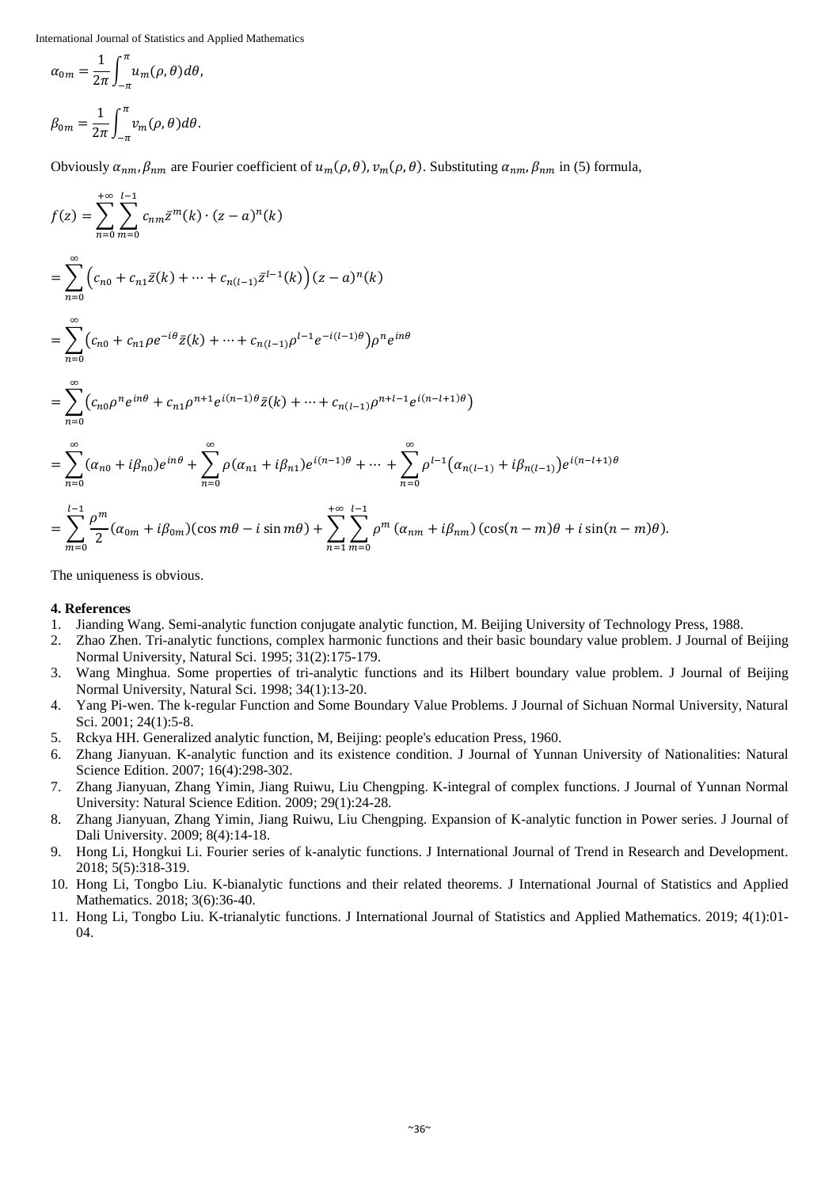$$\alpha_{0m} = \frac{1}{2\pi}\int_{-\pi}^{\pi} u_m(\rho,\theta)d\theta,$$

$$\beta_{0m} = \frac{1}{2\pi}\int_{-\pi}^{\pi} v_m(\rho,\theta)d\theta.$$

Obviously $\alpha_{nm}, \beta_{nm}$ are Fourier coefficient of $u_m(\rho,\theta), v_m(\rho,\theta)$. Substituting $\alpha_{nm}, \beta_{nm}$ in (5) formula,

$$f(z) = \sum_{n=0}^{+\infty}\sum_{m=0}^{l-1} c_{nm}\bar{z}^m(k)\cdot(z-a)^n(k)$$

$$= \sum_{n=0}^{\infty}\left(c_{n0} + c_{n1}\bar{z}(k) + \cdots + c_{n(l-1)}\bar{z}^{l-1}(k)\right)(z-a)^n(k)$$

$$= \sum_{n=0}^{\infty}\left(c_{n0} + c_{n1}\rho e^{-i\theta}\bar{z}(k) + \cdots + c_{n(l-1)}\rho^{l-1}e^{-i(l-1)\theta}\right)\rho^n e^{in\theta}$$

$$= \sum_{n=0}^{\infty}\left(c_{n0}\rho^n e^{in\theta} + c_{n1}\rho^{n+1}e^{i(n-1)\theta}\bar{z}(k) + \cdots + c_{n(l-1)}\rho^{n+l-1}e^{i(n-l+1)\theta}\right)$$

$$= \sum_{n=0}^{\infty}(\alpha_{n0} + i\beta_{n0})e^{in\theta} + \sum_{n=0}^{\infty}\rho(\alpha_{n1} + i\beta_{n1})e^{i(n-1)\theta} + \cdots + \sum_{n=0}^{\infty}\rho^{l-1}\left(\alpha_{n(l-1)} + i\beta_{n(l-1)}\right)e^{i(n-l+1)\theta}$$

$$= \sum_{m=0}^{l-1}\frac{\rho^m}{2}(\alpha_{0m} + i\beta_{0m})(\cos m\theta - i\sin m\theta) + \sum_{n=1}^{+\infty}\sum_{m=0}^{l-1}\rho^m(\alpha_{nm} + i\beta_{nm})(\cos(n-m)\theta + i\sin(n-m)\theta).$$

The uniqueness is obvious.

## 4. References

1. Jianding Wang. Semi-analytic function conjugate analytic function, M. Beijing University of Technology Press, 1988.
2. Zhao Zhen. Tri-analytic functions, complex harmonic functions and their basic boundary value problem. J Journal of Beijing Normal University, Natural Sci. 1995; 31(2):175-179.
3. Wang Minghua. Some properties of tri-analytic functions and its Hilbert boundary value problem. J Journal of Beijing Normal University, Natural Sci. 1998; 34(1):13-20.
4. Yang Pi-wen. The k-regular Function and Some Boundary Value Problems. J Journal of Sichuan Normal University, Natural Sci. 2001; 24(1):5-8.
5. Rckya HH. Generalized analytic function, M, Beijing: people's education Press, 1960.
6. Zhang Jianyuan. K-analytic function and its existence condition. J Journal of Yunnan University of Nationalities: Natural Science Edition. 2007; 16(4):298-302.
7. Zhang Jianyuan, Zhang Yimin, Jiang Ruiwu, Liu Chengping. K-integral of complex functions. J Journal of Yunnan Normal University: Natural Science Edition. 2009; 29(1):24-28.
8. Zhang Jianyuan, Zhang Yimin, Jiang Ruiwu, Liu Chengping. Expansion of K-analytic function in Power series. J Journal of Dali University. 2009; 8(4):14-18.
9. Hong Li, Hongkui Li. Fourier series of k-analytic functions. J International Journal of Trend in Research and Development. 2018; 5(5):318-319.
10. Hong Li, Tongbo Liu. K-bianalytic functions and their related theorems. J International Journal of Statistics and Applied Mathematics. 2018; 3(6):36-40.
11. Hong Li, Tongbo Liu. K-trianalytic functions. J International Journal of Statistics and Applied Mathematics. 2019; 4(1):01-04.